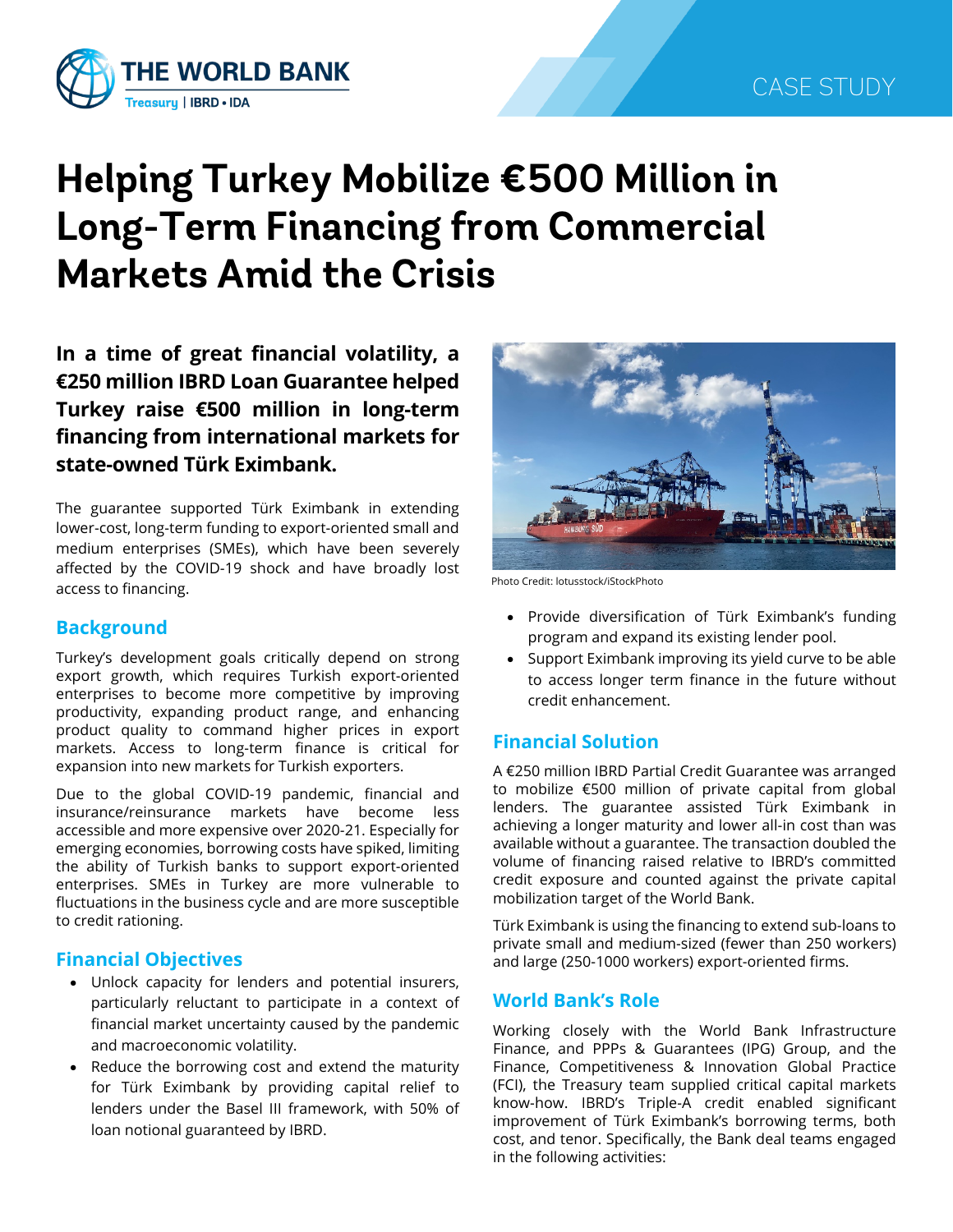# Helping Turkey Mobilize €500 Million in Long-Term Financing from Commercial Markets Amid the Crisis

**In a time of great financial volatility, a €250 million IBRD Loan Guarantee helped Turkey raise €500 million in long-term financing from international markets for state-owned Türk Eximbank.**

The guarantee supported Türk Eximbank in extending lower-cost, long-term funding to export-oriented small and medium enterprises (SMEs), which have been severely affected by the COVID-19 shock and have broadly lost access to financing.

Photo Credit: lotusstock/iStockPhoto

## Background

Turkey's development goals critically depend on strong export growth, which requires Turkish export-oriented enterprises to become more competitive by improving productivity, expanding product range, and enhancing product quality to command higher prices in export markets. Access to long-term finance is critical for expansion into new markets for Turkish exporters.

Due to the global COVID-19 pandemic, financial and insurance/reinsurance markets have become less accessible and more expensive over 2020-21. Especially for emerging economies, borrowing costs have spiked, limiting the ability of Turkish banks to support export-oriented enterprises. SMEs in Turkey are more vulnerable to fluctuations in the business cycle and are more susceptible to credit rationing.

## Financial Objectives

- Unlock capacity for lenders and potential insurers, particularly reluctant to participate in a context of financial market uncertainty caused by the pandemic and macroeconomic volatility.
- Reduce the borrowing cost and extend the maturity for Türk Eximbank by providing capital relief to lenders under the Basel III framework, with 50% of loan notional guaranteed by IBRD.
- Provide diversification of Türk Eximbank's funding program and expand its existing lender pool.
- Support Eximbank improving its yield curve to be able to access longer term finance in the future without credit enhancement.

## Financial Solution

A €250 million IBRD Partial Credit Guarantee was arranged to mobilize €500 million of private capital from global lenders. The guarantee assisted Türk Eximbank in achieving a longer maturity and lower all-in cost than was available without a guarantee. The transaction doubled the volume of financing raised relative to IBRD's committed credit exposure and counted against the private capital mobilization target of the World Bank.

Türk Eximbank is using the financing to extend sub-loans to private small and medium-sized (fewer than 250 workers) and large (250-1000 workers) export-oriented firms.

## World Bank's Role

Working closely with the World Bank Infrastructure Finance, and PPPs & Guarantees (IPG) Group, and the Finance, Competitiveness & Innovation Global Practice (FCI), the Treasury team supplied critical capital markets know-how. IBRD's Triple-A credit enabled significant improvement of Türk Eximbank's borrowing terms, both cost, and tenor. Specifically, the Bank deal teams engaged in the following activities: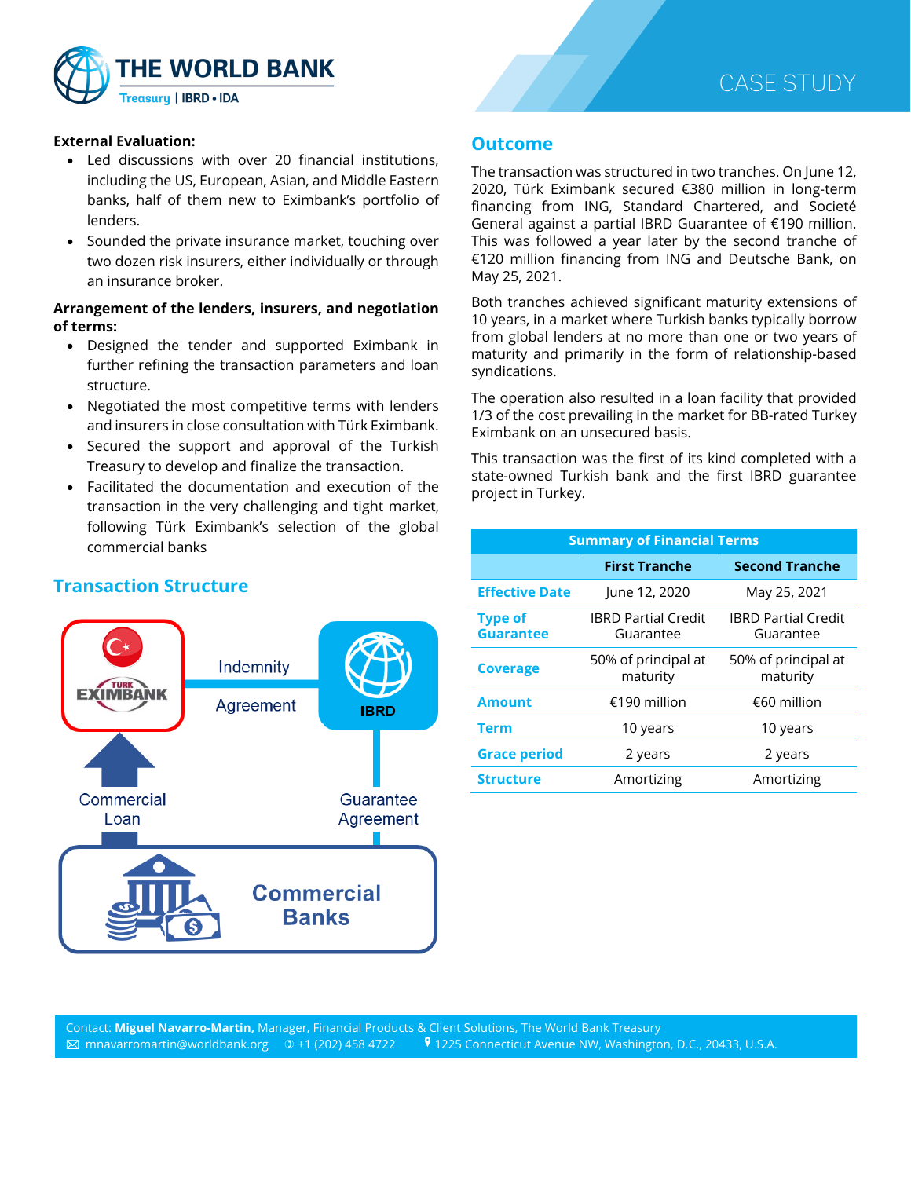**External Evaluation:**

- Led discussions with over 20 financial institutions, including the US, European, Asian, and Middle Eastern banks, half of them new to Eximbank's portfolio of lenders.
- Sounded the private insurance market, touching over two dozen risk insurers, either individually or through an insurance broker.

**Arrangement of the lenders, insurers, and negotiation of terms:**

- Designed the tender and supported Eximbank in further refining the transaction parameters and loan structure.
- Negotiated the most competitive terms with lenders and insurers in close consultation with Türk Eximbank.
- Secured the support and approval of the Turkish Treasury to develop and finalize the transaction.
- Facilitated the documentation and execution of the transaction in the very challenging and tight market, following Türk Eximbank's selection of the global commercial banks

## Transaction Structure

TURK EXIMBANK

Indemnity Agreement

IBRD

Commercial Loan

Guarantee Agreement

Commercial Banks

## Outcome

The transaction was structured in two tranches. On June 12, 2020, Türk Eximbank secured €380 million in long-term financing from ING, Standard Chartered, and Societé General against a partial IBRD Guarantee of €190 million. This was followed a year later by the second tranche of €120 million financing from ING and Deutsche Bank, on May 25, 2021.

Both tranches achieved significant maturity extensions of 10 years, in a market where Turkish banks typically borrow from global lenders at no more than one or two years of maturity and primarily in the form of relationship-based syndications.

The operation also resulted in a loan facility that provided 1/3 of the cost prevailing in the market for BB-rated Turkey Eximbank on an unsecured basis.

This transaction was the first of its kind completed with a state-owned Turkish bank and the first IBRD guarantee project in Turkey.

| Summary of Financial Terms | | |
|---|---|---|
| | **First Tranche** | **Second Tranche** |
| **Effective Date** | June 12, 2020 | May 25, 2021 |
| **Type of Guarantee** | IBRD Partial Credit Guarantee | IBRD Partial Credit Guarantee |
| **Coverage** | 50% of principal at maturity | 50% of principal at maturity |
| **Amount** | €190 million | €60 million |
| **Term** | 10 years | 10 years |
| **Grace period** | 2 years | 2 years |
| **Structure** | Amortizing | Amortizing |

Contact: **Miguel Navarro-Martin,** Manager, Financial Products & Client Solutions, The World Bank Treasury
mnavarromartin@worldbank.org +1 (202) 458 4722 1225 Connecticut Avenue NW, Washington, D.C., 20433, U.S.A.